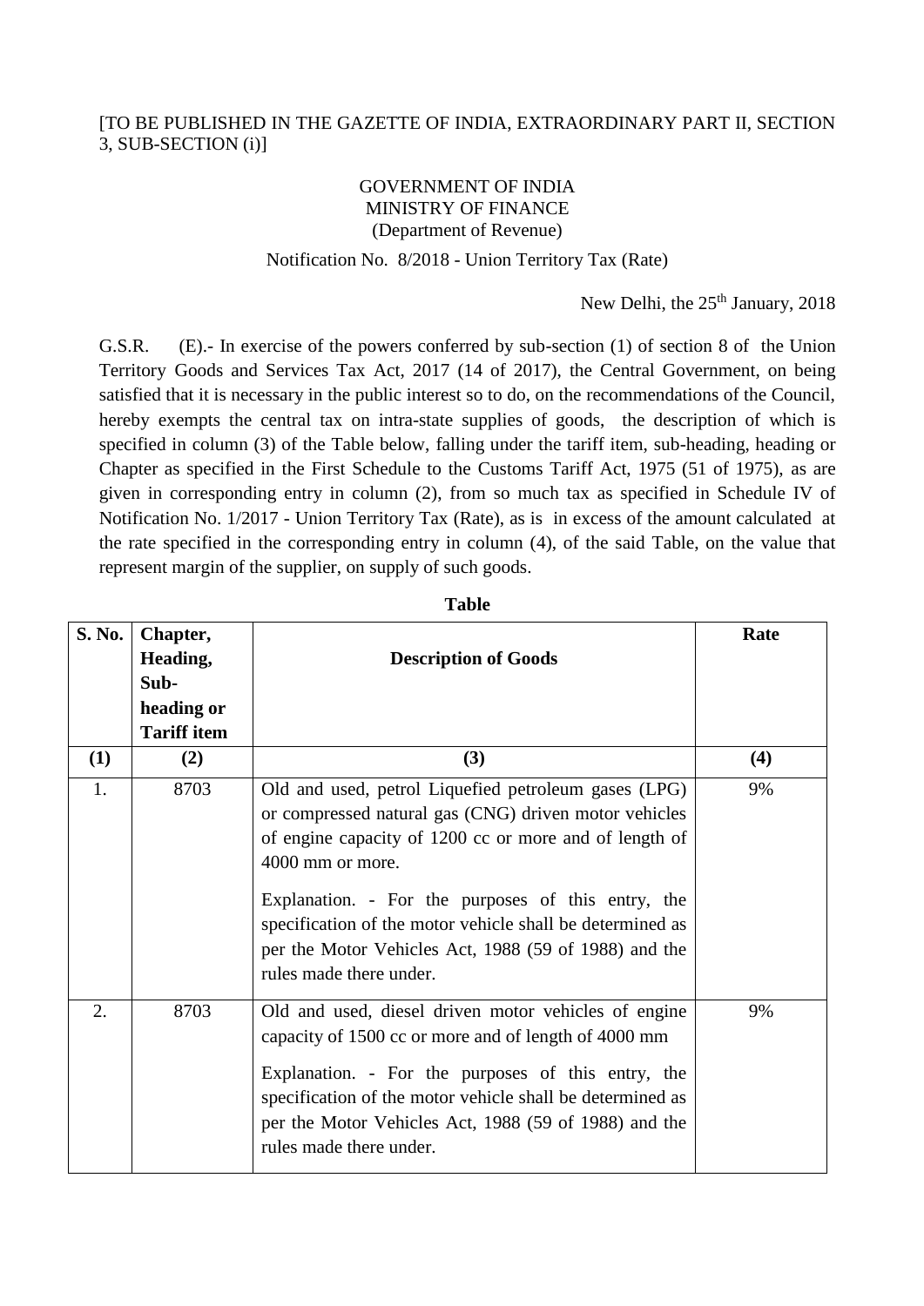[TO BE PUBLISHED IN THE GAZETTE OF INDIA, EXTRAORDINARY PART II, SECTION 3, SUB-SECTION (i)]

GOVERNMENT OF INDIA
MINISTRY OF FINANCE
(Department of Revenue)

Notification No. 8/2018 - Union Territory Tax (Rate)

New Delhi, the 25th January, 2018

G.S.R. (E).- In exercise of the powers conferred by sub-section (1) of section 8 of the Union Territory Goods and Services Tax Act, 2017 (14 of 2017), the Central Government, on being satisfied that it is necessary in the public interest so to do, on the recommendations of the Council, hereby exempts the central tax on intra-state supplies of goods, the description of which is specified in column (3) of the Table below, falling under the tariff item, sub-heading, heading or Chapter as specified in the First Schedule to the Customs Tariff Act, 1975 (51 of 1975), as are given in corresponding entry in column (2), from so much tax as specified in Schedule IV of Notification No. 1/2017 - Union Territory Tax (Rate), as is in excess of the amount calculated at the rate specified in the corresponding entry in column (4), of the said Table, on the value that represent margin of the supplier, on supply of such goods.

**Table**

| S. No. | Chapter, Heading, Sub-heading or Tariff item | Description of Goods | Rate |
|---|---|---|---|
| (1) | (2) | (3) | (4) |
| 1. | 8703 | Old and used, petrol Liquefied petroleum gases (LPG) or compressed natural gas (CNG) driven motor vehicles of engine capacity of 1200 cc or more and of length of 4000 mm or more.<br><br>Explanation. - For the purposes of this entry, the specification of the motor vehicle shall be determined as per the Motor Vehicles Act, 1988 (59 of 1988) and the rules made there under. | 9% |
| 2. | 8703 | Old and used, diesel driven motor vehicles of engine capacity of 1500 cc or more and of length of 4000 mm<br><br>Explanation. - For the purposes of this entry, the specification of the motor vehicle shall be determined as per the Motor Vehicles Act, 1988 (59 of 1988) and the rules made there under. | 9% |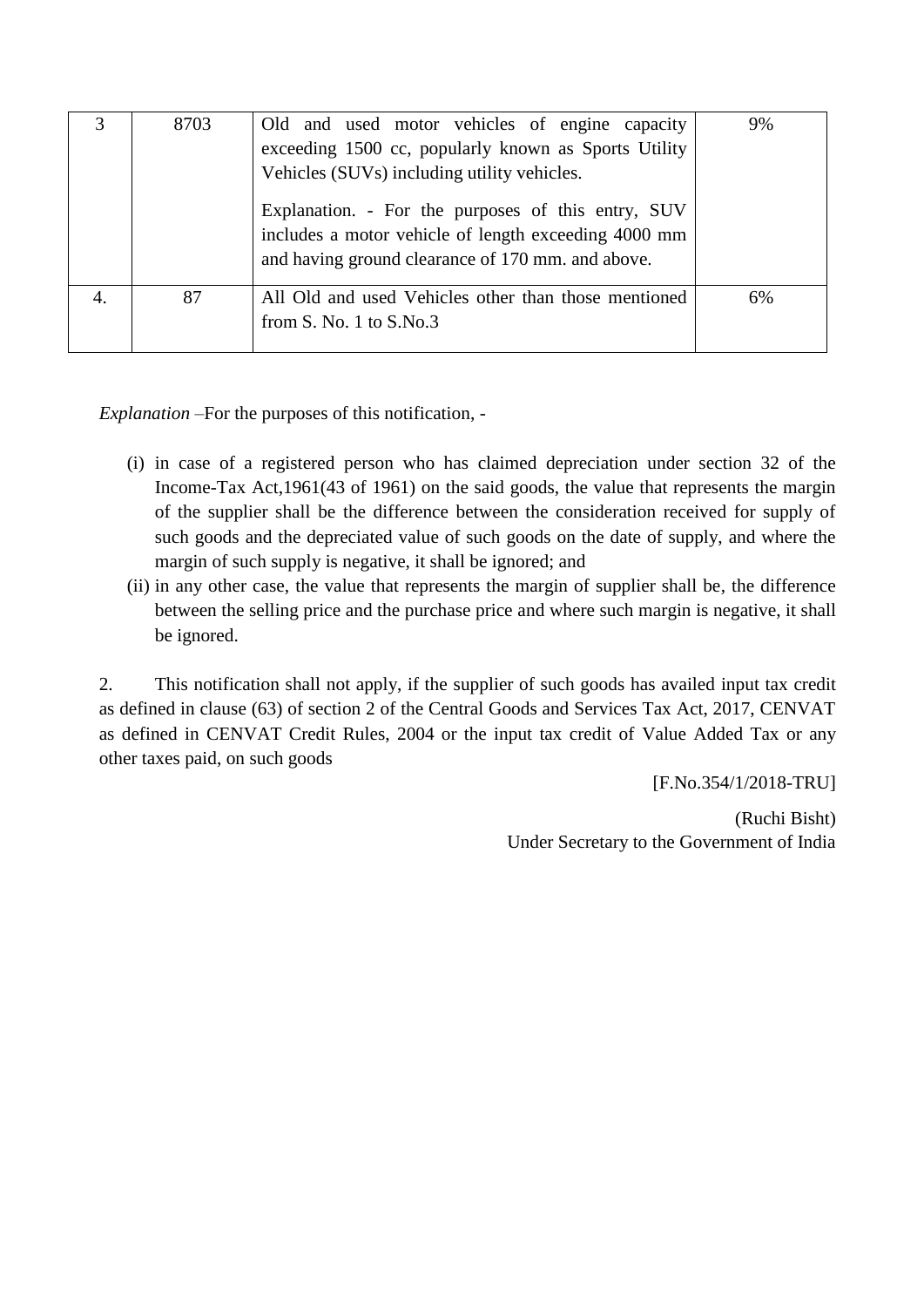| | | | |
|---|---|---|---|
| 3 | 8703 | Old and used motor vehicles of engine capacity exceeding 1500 cc, popularly known as Sports Utility Vehicles (SUVs) including utility vehicles.<br><br>Explanation. - For the purposes of this entry, SUV includes a motor vehicle of length exceeding 4000 mm and having ground clearance of 170 mm. and above. | 9% |
| 4. | 87 | All Old and used Vehicles other than those mentioned from S. No. 1 to S.No.3 | 6% |

*Explanation* –For the purposes of this notification, -

(i) in case of a registered person who has claimed depreciation under section 32 of the Income-Tax Act,1961(43 of 1961) on the said goods, the value that represents the margin of the supplier shall be the difference between the consideration received for supply of such goods and the depreciated value of such goods on the date of supply, and where the margin of such supply is negative, it shall be ignored; and

(ii) in any other case, the value that represents the margin of supplier shall be, the difference between the selling price and the purchase price and where such margin is negative, it shall be ignored.

2. This notification shall not apply, if the supplier of such goods has availed input tax credit as defined in clause (63) of section 2 of the Central Goods and Services Tax Act, 2017, CENVAT as defined in CENVAT Credit Rules, 2004 or the input tax credit of Value Added Tax or any other taxes paid, on such goods

[F.No.354/1/2018-TRU]

(Ruchi Bisht)
Under Secretary to the Government of India